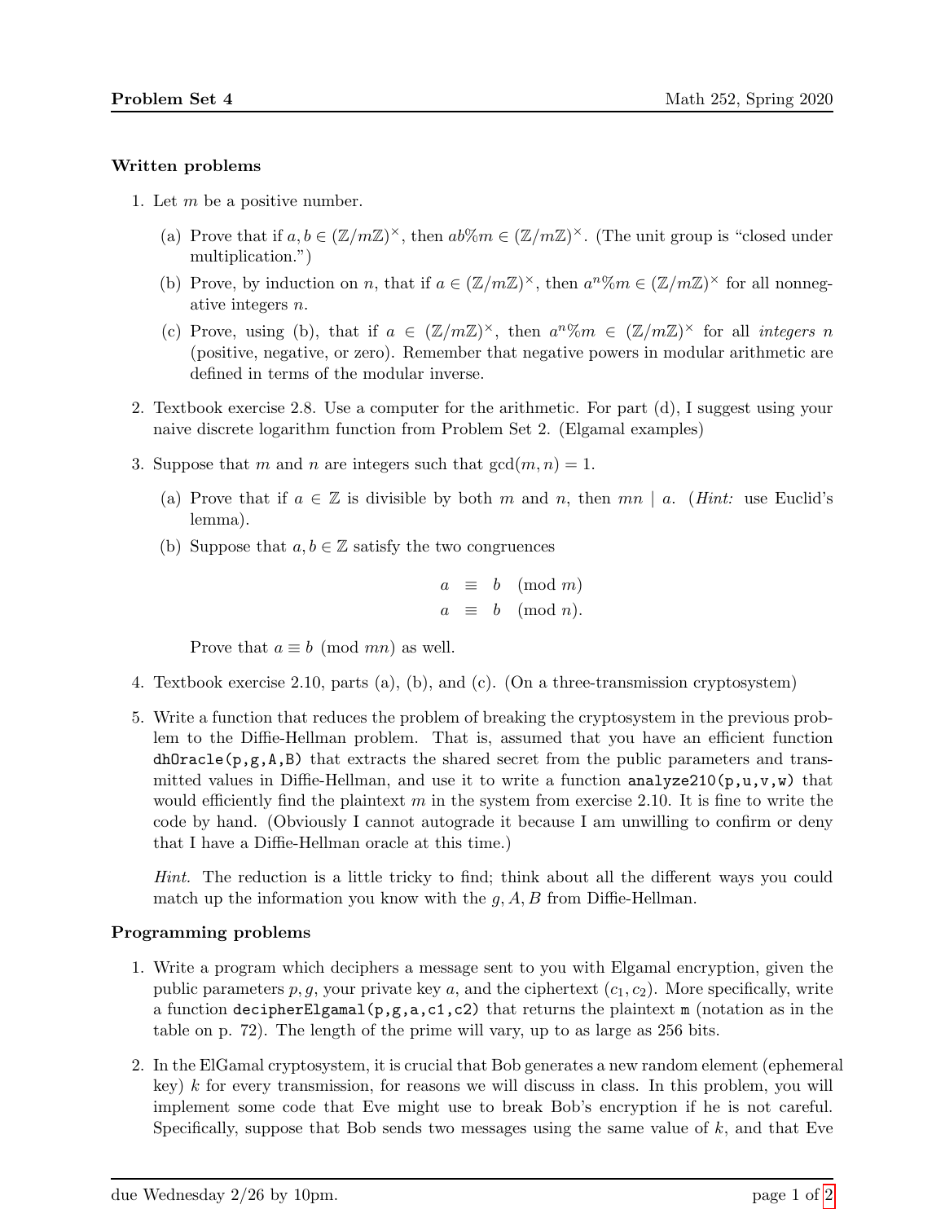## Written problems

1. Let $m$ be a positive number.

   (a) Prove that if $a, b \in (\mathbb{Z}/m\mathbb{Z})^\times$, then $ab\%m \in (\mathbb{Z}/m\mathbb{Z})^\times$. (The unit group is "closed under multiplication.")

   (b) Prove, by induction on $n$, that if $a \in (\mathbb{Z}/m\mathbb{Z})^\times$, then $a^n\%m \in (\mathbb{Z}/m\mathbb{Z})^\times$ for all nonnegative integers $n$.

   (c) Prove, using (b), that if $a \in (\mathbb{Z}/m\mathbb{Z})^\times$, then $a^n\%m \in (\mathbb{Z}/m\mathbb{Z})^\times$ for all *integers* $n$ (positive, negative, or zero). Remember that negative powers in modular arithmetic are defined in terms of the modular inverse.

2. Textbook exercise 2.8. Use a computer for the arithmetic. For part (d), I suggest using your naive discrete logarithm function from Problem Set 2. (Elgamal examples)

3. Suppose that $m$ and $n$ are integers such that $\gcd(m, n) = 1$.

   (a) Prove that if $a \in \mathbb{Z}$ is divisible by both $m$ and $n$, then $mn \mid a$. (*Hint:* use Euclid's lemma).

   (b) Suppose that $a, b \in \mathbb{Z}$ satisfy the two congruences

   $$\begin{aligned} a &\equiv b \pmod{m} \\ a &\equiv b \pmod{n}. \end{aligned}$$

   Prove that $a \equiv b \pmod{mn}$ as well.

4. Textbook exercise 2.10, parts (a), (b), and (c). (On a three-transmission cryptosystem)

5. Write a function that reduces the problem of breaking the cryptosystem in the previous problem to the Diffie-Hellman problem. That is, assumed that you have an efficient function `dhOracle(p,g,A,B)` that extracts the shared secret from the public parameters and transmitted values in Diffie-Hellman, and use it to write a function `analyze210(p,u,v,w)` that would efficiently find the plaintext $m$ in the system from exercise 2.10. It is fine to write the code by hand. (Obviously I cannot autograde it because I am unwilling to confirm or deny that I have a Diffie-Hellman oracle at this time.)

   *Hint.* The reduction is a little tricky to find; think about all the different ways you could match up the information you know with the $g, A, B$ from Diffie-Hellman.

## Programming problems

1. Write a program which deciphers a message sent to you with Elgamal encryption, given the public parameters $p, g$, your private key $a$, and the ciphertext $(c_1, c_2)$. More specifically, write a function `decipherElgamal(p,g,a,c1,c2)` that returns the plaintext `m` (notation as in the table on p. 72). The length of the prime will vary, up to as large as 256 bits.

2. In the ElGamal cryptosystem, it is crucial that Bob generates a new random element (ephemeral key) $k$ for every transmission, for reasons we will discuss in class. In this problem, you will implement some code that Eve might use to break Bob's encryption if he is not careful. Specifically, suppose that Bob sends two messages using the same value of $k$, and that Eve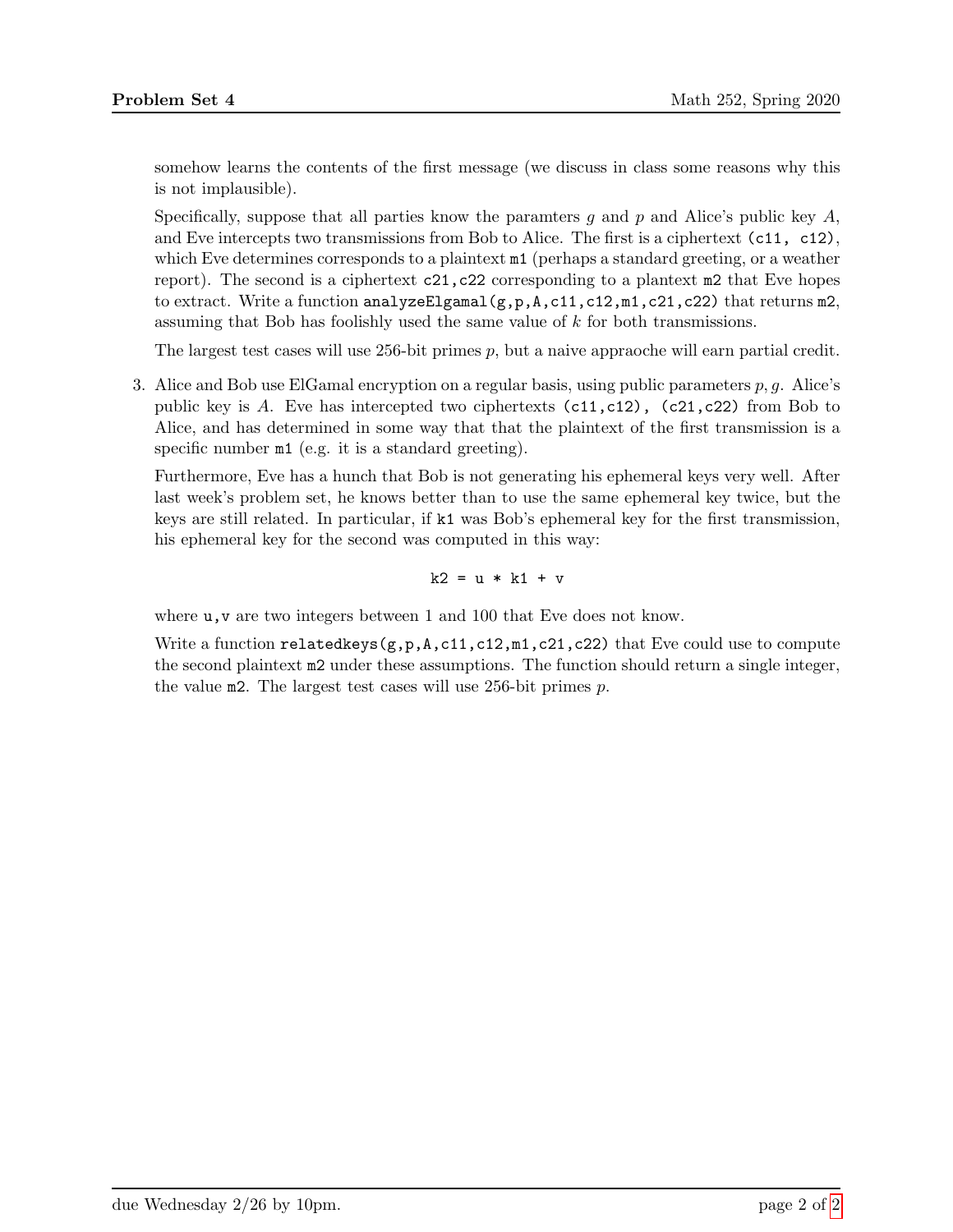somehow learns the contents of the first message (we discuss in class some reasons why this is not implausible).

Specifically, suppose that all parties know the paramters $g$ and $p$ and Alice's public key $A$, and Eve intercepts two transmissions from Bob to Alice. The first is a ciphertext `(c11, c12)`, which Eve determines corresponds to a plaintext `m1` (perhaps a standard greeting, or a weather report). The second is a ciphertext `c21,c22` corresponding to a plantext `m2` that Eve hopes to extract. Write a function `analyzeElgamal(g,p,A,c11,c12,m1,c21,c22)` that returns `m2`, assuming that Bob has foolishly used the same value of $k$ for both transmissions.

The largest test cases will use 256-bit primes $p$, but a naive appraoche will earn partial credit.

3. Alice and Bob use ElGamal encryption on a regular basis, using public parameters $p, g$. Alice's public key is $A$. Eve has intercepted two ciphertexts `(c11,c12), (c21,c22)` from Bob to Alice, and has determined in some way that that the plaintext of the first transmission is a specific number `m1` (e.g. it is a standard greeting).

   Furthermore, Eve has a hunch that Bob is not generating his ephemeral keys very well. After last week's problem set, he knows better than to use the same ephemeral key twice, but the keys are still related. In particular, if `k1` was Bob's ephemeral key for the first transmission, his ephemeral key for the second was computed in this way:

   ```
   k2 = u * k1 + v
   ```

   where `u,v` are two integers between 1 and 100 that Eve does not know.

   Write a function `relatedkeys(g,p,A,c11,c12,m1,c21,c22)` that Eve could use to compute the second plaintext `m2` under these assumptions. The function should return a single integer, the value `m2`. The largest test cases will use 256-bit primes $p$.